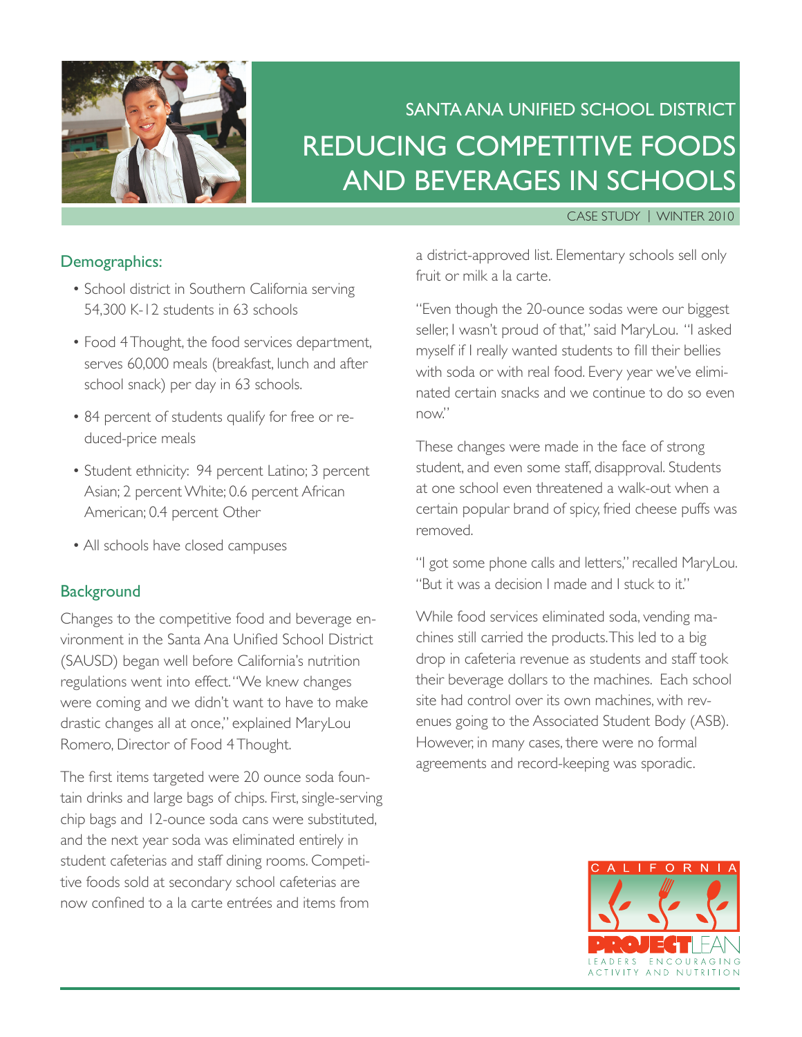SANTA ANA UNIFIED SCHOOL DISTRICT

# REDUCING COMPETITIVE FOODS AND BEVERAGES IN SCHOOLS

CASE STUDY | WINTER 2010

## Demographics:

- School district in Southern California serving 54,300 K-12 students in 63 schools
- Food 4 Thought, the food services department, serves 60,000 meals (breakfast, lunch and after school snack) per day in 63 schools.
- 84 percent of students qualify for free or reduced-price meals
- Student ethnicity: 94 percent Latino; 3 percent Asian; 2 percent White; 0.6 percent African American; 0.4 percent Other
- All schools have closed campuses

## Background

Changes to the competitive food and beverage environment in the Santa Ana Unified School District (SAUSD) began well before California's nutrition regulations went into effect. "We knew changes were coming and we didn't want to have to make drastic changes all at once," explained MaryLou Romero, Director of Food 4 Thought.

The first items targeted were 20 ounce soda fountain drinks and large bags of chips. First, single-serving chip bags and 12-ounce soda cans were substituted, and the next year soda was eliminated entirely in student cafeterias and staff dining rooms. Competitive foods sold at secondary school cafeterias are now confined to a la carte entrées and items from a district-approved list. Elementary schools sell only fruit or milk a la carte.

"Even though the 20-ounce sodas were our biggest seller, I wasn't proud of that," said MaryLou. "I asked myself if I really wanted students to fill their bellies with soda or with real food. Every year we've eliminated certain snacks and we continue to do so even now."

These changes were made in the face of strong student, and even some staff, disapproval. Students at one school even threatened a walk-out when a certain popular brand of spicy, fried cheese puffs was removed.

"I got some phone calls and letters," recalled MaryLou. "But it was a decision I made and I stuck to it."

While food services eliminated soda, vending machines still carried the products. This led to a big drop in cafeteria revenue as students and staff took their beverage dollars to the machines. Each school site had control over its own machines, with revenues going to the Associated Student Body (ASB). However, in many cases, there were no formal agreements and record-keeping was sporadic.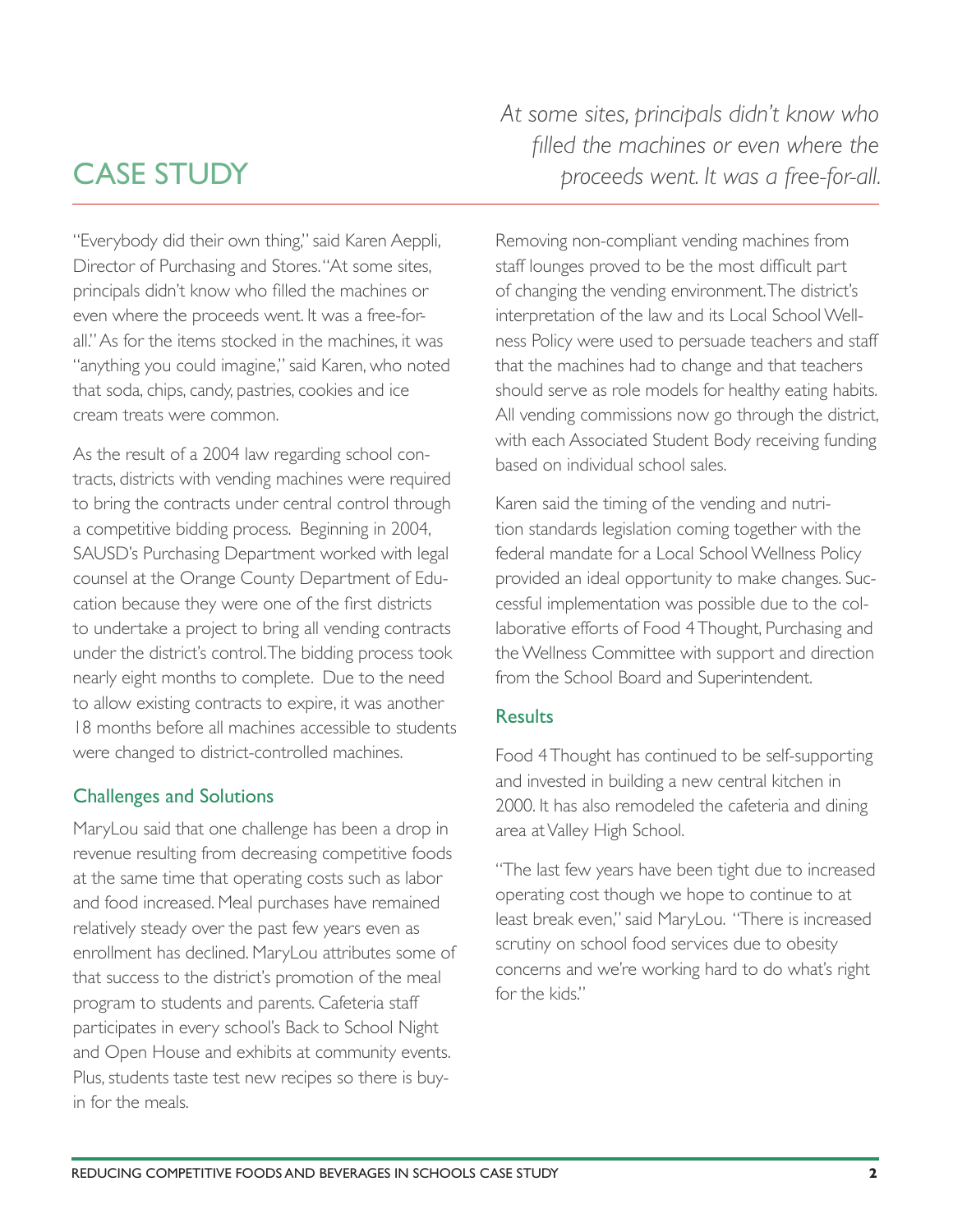# CASE STUDY

*At some sites, principals didn't know who filled the machines or even where the proceeds went. It was a free-for-all.*

"Everybody did their own thing," said Karen Aeppli, Director of Purchasing and Stores. "At some sites, principals didn't know who filled the machines or even where the proceeds went. It was a free-for-all." As for the items stocked in the machines, it was "anything you could imagine," said Karen, who noted that soda, chips, candy, pastries, cookies and ice cream treats were common.

As the result of a 2004 law regarding school contracts, districts with vending machines were required to bring the contracts under central control through a competitive bidding process. Beginning in 2004, SAUSD's Purchasing Department worked with legal counsel at the Orange County Department of Education because they were one of the first districts to undertake a project to bring all vending contracts under the district's control. The bidding process took nearly eight months to complete. Due to the need to allow existing contracts to expire, it was another 18 months before all machines accessible to students were changed to district-controlled machines.

## Challenges and Solutions

MaryLou said that one challenge has been a drop in revenue resulting from decreasing competitive foods at the same time that operating costs such as labor and food increased. Meal purchases have remained relatively steady over the past few years even as enrollment has declined. MaryLou attributes some of that success to the district's promotion of the meal program to students and parents. Cafeteria staff participates in every school's Back to School Night and Open House and exhibits at community events. Plus, students taste test new recipes so there is buy-in for the meals.

Removing non-compliant vending machines from staff lounges proved to be the most difficult part of changing the vending environment. The district's interpretation of the law and its Local School Wellness Policy were used to persuade teachers and staff that the machines had to change and that teachers should serve as role models for healthy eating habits. All vending commissions now go through the district, with each Associated Student Body receiving funding based on individual school sales.

Karen said the timing of the vending and nutrition standards legislation coming together with the federal mandate for a Local School Wellness Policy provided an ideal opportunity to make changes. Successful implementation was possible due to the collaborative efforts of Food 4 Thought, Purchasing and the Wellness Committee with support and direction from the School Board and Superintendent.

## Results

Food 4 Thought has continued to be self-supporting and invested in building a new central kitchen in 2000. It has also remodeled the cafeteria and dining area at Valley High School.

"The last few years have been tight due to increased operating cost though we hope to continue to at least break even," said MaryLou. "There is increased scrutiny on school food services due to obesity concerns and we're working hard to do what's right for the kids."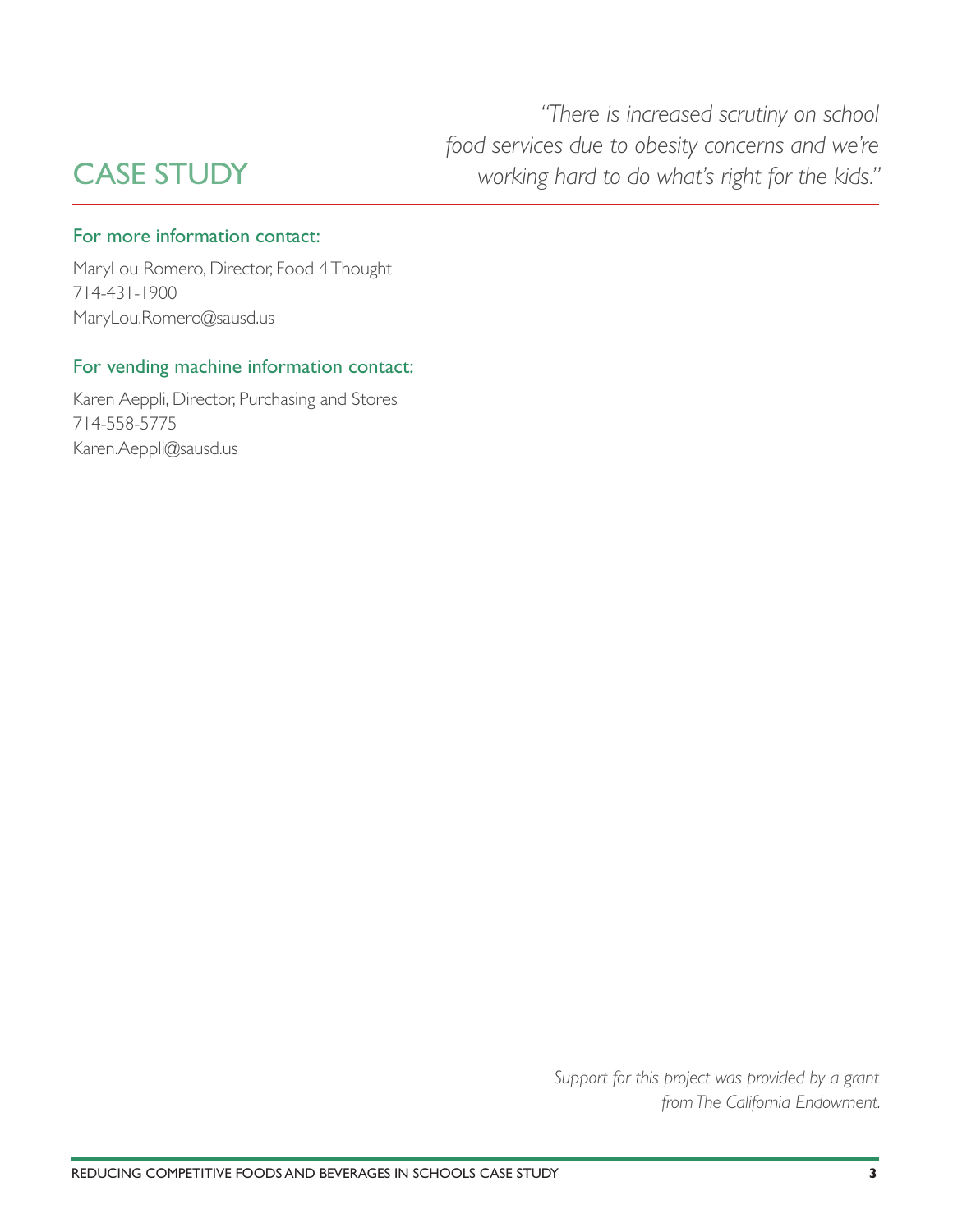## CASE STUDY

*"There is increased scrutiny on school food services due to obesity concerns and we're working hard to do what's right for the kids."*

### For more information contact:

MaryLou Romero, Director, Food 4 Thought
714-431-1900
MaryLou.Romero@sausd.us

### For vending machine information contact:

Karen Aeppli, Director, Purchasing and Stores
714-558-5775
Karen.Aeppli@sausd.us

*Support for this project was provided by a grant from The California Endowment.*